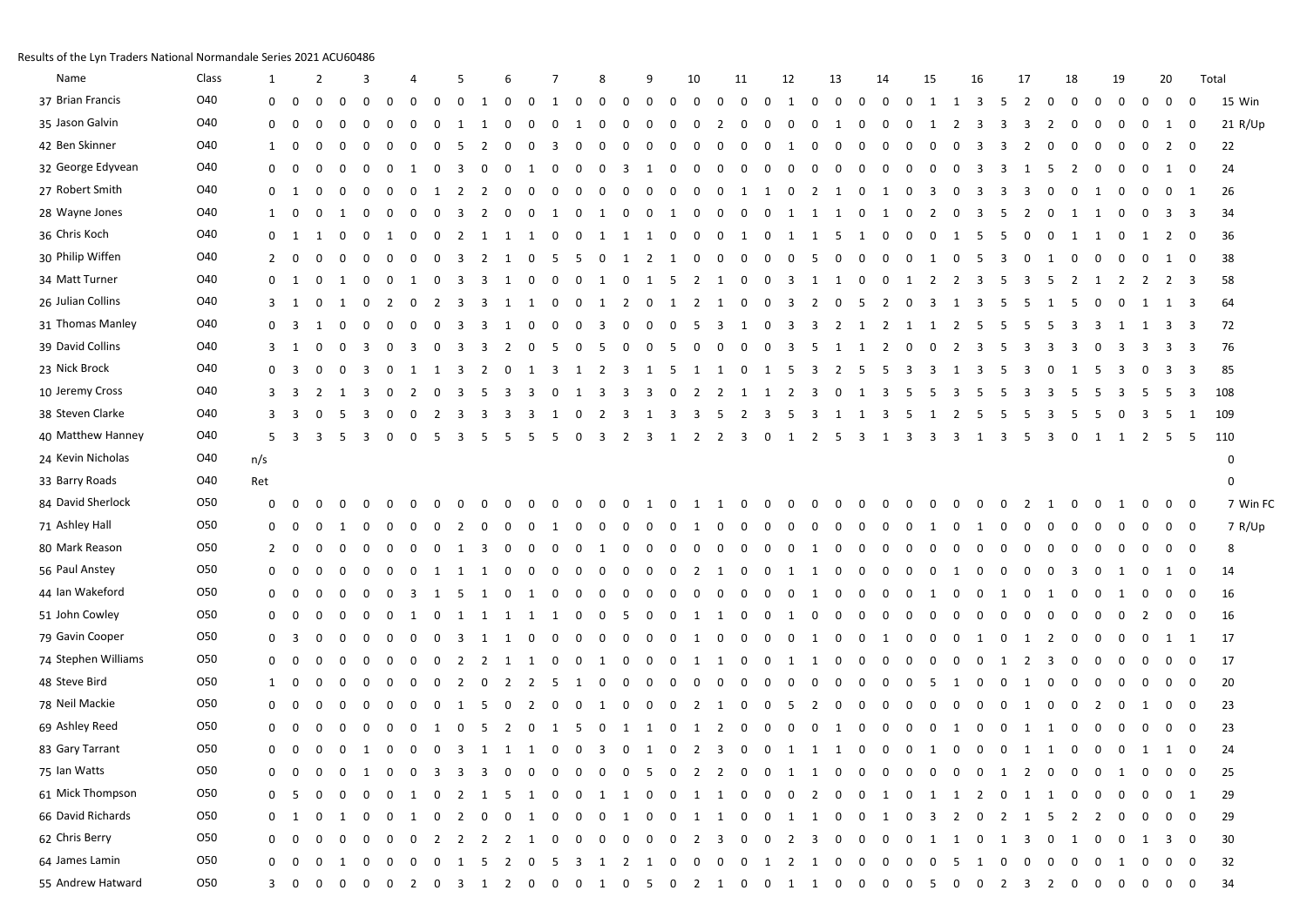Results of the Lyn Traders National Normandale Series 2021 ACU60486

| Name | Class | 1 | | 2 | | 3 | | 4 | | 5 | | 6 | | 7 | | 8 | | 9 | | 10 | | 11 | | 12 | | 13 | | 14 | | 15 | | 16 | | 17 | | 18 | | 19 | | 20 | | Total | |
|---|---|---|---|---|---|---|---|---|---|---|---|---|---|---|---|---|---|---|---|---|---|---|---|---|---|---|---|---|---|---|---|---|---|---|---|---|---|---|---|---|---|---|---|
| 37 Brian Francis | O40 | 0 | 0 | 0 | 0 | 0 | 0 | 0 | 0 | 0 | 1 | 0 | 0 | 1 | 0 | 0 | 0 | 0 | 0 | 0 | 0 | 0 | 0 | 1 | 0 | 0 | 0 | 0 | 0 | 1 | 1 | 3 | 5 | 2 | 0 | 0 | 0 | 0 | 0 | 0 | 0 | 15 | Win |
| 35 Jason Galvin | O40 | 0 | 0 | 0 | 0 | 0 | 0 | 0 | 0 | 0 | 1 | 1 | 0 | 0 | 0 | 1 | 0 | 0 | 0 | 0 | 0 | 0 | 2 | 0 | 0 | 1 | 0 | 0 | 0 | 1 | 2 | 3 | 3 | 3 | 2 | 0 | 0 | 0 | 0 | 1 | 0 | 21 | R/Up |
| 42 Ben Skinner | O40 | 1 | 0 | 0 | 0 | 0 | 0 | 0 | 0 | 0 | 5 | 2 | 0 | 0 | 3 | 0 | 0 | 0 | 0 | 0 | 0 | 0 | 0 | 1 | 0 | 0 | 0 | 0 | 0 | 0 | 0 | 3 | 3 | 2 | 0 | 0 | 0 | 0 | 0 | 2 | 0 | 22 | |
| 32 George Edyvean | O40 | 0 | 0 | 0 | 0 | 0 | 0 | 0 | 1 | 0 | 3 | 0 | 0 | 1 | 0 | 0 | 0 | 0 | 3 | 1 | 0 | 0 | 0 | 0 | 0 | 0 | 0 | 0 | 0 | 0 | 0 | 3 | 3 | 1 | 5 | 2 | 0 | 0 | 0 | 1 | 0 | 24 | |
| 27 Robert Smith | O40 | 0 | 1 | 0 | 0 | 0 | 0 | 0 | 0 | 1 | 2 | 2 | 0 | 0 | 0 | 0 | 0 | 0 | 0 | 0 | 0 | 1 | 1 | 0 | 2 | 1 | 0 | 1 | 0 | 3 | 0 | 3 | 3 | 3 | 0 | 0 | 1 | 0 | 0 | 0 | 1 | 26 | |
| 28 Wayne Jones | O40 | 1 | 0 | 0 | 1 | 0 | 0 | 0 | 0 | 3 | 2 | 0 | 0 | 1 | 0 | 1 | 0 | 0 | 1 | 0 | 0 | 0 | 0 | 1 | 1 | 1 | 0 | 1 | 0 | 2 | 0 | 3 | 5 | 2 | 0 | 1 | 1 | 0 | 0 | 3 | 3 | 34 | |
| 36 Chris Koch | O40 | 0 | 1 | 1 | 0 | 0 | 1 | 0 | 0 | 2 | 1 | 1 | 1 | 0 | 0 | 1 | 1 | 1 | 0 | 0 | 0 | 1 | 0 | 1 | 1 | 5 | 1 | 0 | 0 | 0 | 1 | 5 | 5 | 0 | 0 | 1 | 1 | 0 | 1 | 2 | 0 | 36 | |
| 30 Philip Wiffen | O40 | 2 | 0 | 0 | 0 | 0 | 0 | 0 | 0 | 0 | 3 | 2 | 1 | 0 | 5 | 5 | 0 | 1 | 2 | 1 | 0 | 0 | 0 | 0 | 0 | 0 | 5 | 0 | 0 | 1 | 0 | 5 | 3 | 0 | 1 | 0 | 0 | 0 | 0 | 1 | 0 | 38 | |
| 34 Matt Turner | O40 | 0 | 1 | 0 | 1 | 0 | 0 | 1 | 0 | 3 | 3 | 1 | 0 | 0 | 0 | 1 | 0 | 1 | 5 | 2 | 1 | 0 | 0 | 3 | 1 | 1 | 0 | 0 | 1 | 2 | 2 | 3 | 5 | 3 | 5 | 2 | 1 | 2 | 2 | 2 | 3 | 58 | |
| 26 Julian Collins | O40 | 3 | 1 | 0 | 1 | 0 | 2 | 0 | 2 | 3 | 3 | 1 | 1 | 0 | 0 | 1 | 2 | 0 | 1 | 2 | 1 | 0 | 0 | 3 | 2 | 0 | 5 | 2 | 0 | 3 | 1 | 3 | 5 | 5 | 1 | 5 | 0 | 0 | 1 | 1 | 3 | 64 | |
| 31 Thomas Manley | O40 | 0 | 3 | 1 | 0 | 0 | 0 | 0 | 0 | 3 | 3 | 1 | 0 | 0 | 0 | 3 | 0 | 0 | 0 | 5 | 3 | 1 | 0 | 3 | 3 | 2 | 1 | 2 | 1 | 1 | 2 | 5 | 5 | 5 | 5 | 3 | 3 | 1 | 1 | 3 | 3 | 72 | |
| 39 David Collins | O40 | 3 | 1 | 0 | 0 | 3 | 0 | 3 | 0 | 3 | 3 | 2 | 0 | 5 | 0 | 5 | 0 | 0 | 5 | 0 | 0 | 0 | 0 | 3 | 5 | 1 | 1 | 2 | 0 | 2 | 3 | 5 | 3 | 3 | 3 | 0 | 3 | 3 | 3 | 3 | 3 | 76 | |
| 23 Nick Brock | O40 | 0 | 3 | 0 | 0 | 3 | 0 | 1 | 1 | 3 | 2 | 0 | 1 | 3 | 1 | 2 | 3 | 1 | 5 | 1 | 1 | 0 | 1 | 5 | 3 | 2 | 5 | 5 | 3 | 3 | 1 | 3 | 5 | 3 | 0 | 1 | 5 | 3 | 0 | 3 | 3 | 85 | |
| 10 Jeremy Cross | O40 | 3 | 3 | 2 | 1 | 3 | 0 | 2 | 0 | 3 | 5 | 3 | 3 | 0 | 1 | 3 | 3 | 3 | 0 | 2 | 2 | 1 | 1 | 2 | 3 | 0 | 1 | 3 | 5 | 5 | 3 | 5 | 5 | 3 | 3 | 5 | 5 | 3 | 5 | 5 | 3 | 108 | |
| 38 Steven Clarke | O40 | 3 | 3 | 0 | 5 | 3 | 0 | 0 | 2 | 3 | 3 | 3 | 3 | 1 | 0 | 2 | 3 | 1 | 3 | 3 | 5 | 2 | 3 | 5 | 3 | 1 | 1 | 3 | 5 | 1 | 2 | 5 | 5 | 5 | 3 | 5 | 5 | 0 | 3 | 5 | 1 | 109 | |
| 40 Matthew Hanney | O40 | 5 | 3 | 3 | 5 | 3 | 0 | 0 | 5 | 3 | 5 | 5 | 5 | 5 | 0 | 3 | 2 | 3 | 1 | 2 | 2 | 3 | 0 | 1 | 2 | 5 | 3 | 1 | 3 | 3 | 3 | 1 | 3 | 5 | 3 | 0 | 1 | 1 | 2 | 5 | 5 | 110 | |
| 24 Kevin Nicholas | O40 | n/s | | | | | | | | | | | | | | | | | | | | | | | | | | | | | | | | | | | | | | | | 0 | |
| 33 Barry Roads | O40 | Ret | | | | | | | | | | | | | | | | | | | | | | | | | | | | | | | | | | | | | | | | 0 | |
| 84 David Sherlock | O50 | 0 | 0 | 0 | 0 | 0 | 0 | 0 | 0 | 0 | 0 | 0 | 0 | 0 | 0 | 0 | 0 | 0 | 1 | 0 | 1 | 1 | 0 | 0 | 0 | 0 | 0 | 0 | 0 | 0 | 0 | 0 | 0 | 2 | 1 | 0 | 0 | 1 | 0 | 0 | 0 | 7 | Win FC |
| 71 Ashley Hall | O50 | 0 | 0 | 0 | 1 | 0 | 0 | 0 | 0 | 0 | 2 | 0 | 0 | 1 | 0 | 0 | 0 | 0 | 0 | 0 | 1 | 0 | 0 | 0 | 0 | 0 | 0 | 0 | 0 | 0 | 1 | 0 | 1 | 0 | 0 | 0 | 0 | 0 | 0 | 0 | 0 | 7 | R/Up |
| 80 Mark Reason | O50 | 2 | 0 | 0 | 0 | 0 | 0 | 0 | 0 | 0 | 1 | 3 | 0 | 0 | 0 | 0 | 1 | 0 | 0 | 0 | 0 | 0 | 0 | 0 | 1 | 0 | 0 | 0 | 0 | 0 | 0 | 0 | 0 | 0 | 0 | 0 | 0 | 0 | 0 | 0 | 0 | 8 | |
| 56 Paul Anstey | O50 | 0 | 0 | 0 | 0 | 0 | 0 | 0 | 0 | 1 | 1 | 1 | 0 | 0 | 0 | 0 | 0 | 0 | 0 | 0 | 0 | 2 | 1 | 0 | 0 | 1 | 1 | 0 | 0 | 0 | 1 | 0 | 0 | 0 | 0 | 3 | 0 | 1 | 0 | 1 | 0 | 14 | |
| 44 Ian Wakeford | O50 | 0 | 0 | 0 | 0 | 0 | 0 | 3 | 1 | 5 | 1 | 0 | 1 | 0 | 0 | 0 | 0 | 0 | 0 | 0 | 0 | 0 | 0 | 0 | 0 | 0 | 1 | 0 | 0 | 1 | 0 | 0 | 1 | 0 | 1 | 0 | 0 | 1 | 0 | 0 | 0 | 16 | |
| 51 John Cowley | O50 | 0 | 0 | 0 | 0 | 0 | 0 | 0 | 1 | 0 | 1 | 1 | 1 | 1 | 1 | 0 | 0 | 5 | 0 | 0 | 1 | 1 | 0 | 0 | 1 | 0 | 0 | 0 | 0 | 0 | 0 | 0 | 0 | 0 | 0 | 0 | 0 | 0 | 2 | 0 | 0 | 16 | |
| 79 Gavin Cooper | O50 | 0 | 3 | 0 | 0 | 0 | 0 | 0 | 0 | 3 | 1 | 1 | 0 | 0 | 0 | 0 | 0 | 0 | 0 | 0 | 1 | 0 | 0 | 0 | 0 | 1 | 0 | 0 | 1 | 0 | 0 | 1 | 0 | 1 | 2 | 0 | 0 | 0 | 0 | 1 | 1 | 17 | |
| 74 Stephen Williams | O50 | 0 | 0 | 0 | 0 | 0 | 0 | 0 | 0 | 0 | 2 | 2 | 1 | 1 | 0 | 0 | 1 | 0 | 0 | 0 | 1 | 1 | 0 | 0 | 1 | 1 | 0 | 0 | 0 | 0 | 0 | 0 | 0 | 1 | 2 | 3 | 0 | 0 | 0 | 0 | 0 | 17 | |
| 48 Steve Bird | O50 | 1 | 0 | 0 | 0 | 0 | 0 | 0 | 0 | 0 | 2 | 0 | 2 | 2 | 5 | 1 | 0 | 0 | 0 | 0 | 0 | 0 | 0 | 0 | 0 | 0 | 0 | 0 | 0 | 5 | 1 | 0 | 0 | 1 | 0 | 0 | 0 | 0 | 0 | 0 | 0 | 20 | |
| 78 Neil Mackie | O50 | 0 | 0 | 0 | 0 | 0 | 0 | 0 | 0 | 1 | 5 | 0 | 2 | 0 | 0 | 1 | 0 | 0 | 0 | 2 | 1 | 0 | 0 | 5 | 2 | 0 | 0 | 0 | 0 | 0 | 0 | 0 | 0 | 1 | 0 | 0 | 2 | 0 | 1 | 0 | 0 | 23 | |
| 69 Ashley Reed | O50 | 0 | 0 | 0 | 0 | 0 | 0 | 0 | 1 | 0 | 5 | 2 | 0 | 1 | 5 | 0 | 1 | 1 | 0 | 1 | 2 | 0 | 0 | 0 | 0 | 1 | 0 | 0 | 0 | 0 | 1 | 0 | 0 | 1 | 1 | 0 | 0 | 0 | 0 | 0 | 0 | 23 | |
| 83 Gary Tarrant | O50 | 0 | 0 | 0 | 0 | 1 | 0 | 0 | 0 | 3 | 1 | 1 | 1 | 0 | 0 | 3 | 0 | 1 | 0 | 2 | 3 | 0 | 0 | 1 | 1 | 1 | 0 | 0 | 0 | 1 | 0 | 0 | 0 | 1 | 1 | 0 | 0 | 0 | 1 | 1 | 0 | 24 | |
| 75 Ian Watts | O50 | 0 | 0 | 0 | 0 | 1 | 0 | 0 | 3 | 3 | 3 | 0 | 0 | 0 | 0 | 0 | 0 | 0 | 5 | 0 | 2 | 2 | 0 | 0 | 1 | 1 | 0 | 0 | 0 | 0 | 0 | 0 | 0 | 1 | 2 | 0 | 0 | 0 | 1 | 0 | 0 | 25 | |
| 61 Mick Thompson | O50 | 0 | 5 | 0 | 0 | 0 | 0 | 1 | 0 | 2 | 1 | 5 | 1 | 0 | 0 | 1 | 1 | 0 | 0 | 1 | 1 | 0 | 0 | 0 | 2 | 0 | 0 | 1 | 0 | 1 | 1 | 2 | 0 | 1 | 1 | 0 | 0 | 0 | 0 | 0 | 1 | 29 | |
| 66 David Richards | O50 | 0 | 1 | 0 | 1 | 0 | 0 | 1 | 0 | 2 | 0 | 0 | 1 | 0 | 0 | 0 | 1 | 0 | 0 | 1 | 1 | 0 | 0 | 1 | 1 | 0 | 0 | 1 | 0 | 3 | 2 | 0 | 2 | 1 | 5 | 2 | 2 | 0 | 0 | 0 | 0 | 29 | |
| 62 Chris Berry | O50 | 0 | 0 | 0 | 0 | 0 | 0 | 0 | 2 | 2 | 2 | 2 | 1 | 0 | 0 | 0 | 0 | 0 | 0 | 2 | 3 | 0 | 0 | 2 | 3 | 0 | 0 | 0 | 0 | 1 | 1 | 0 | 1 | 3 | 0 | 1 | 0 | 0 | 1 | 3 | 0 | 30 | |
| 64 James Lamin | O50 | 0 | 0 | 0 | 1 | 0 | 0 | 0 | 0 | 1 | 5 | 2 | 0 | 5 | 3 | 1 | 2 | 1 | 0 | 0 | 0 | 0 | 1 | 2 | 1 | 0 | 0 | 0 | 0 | 0 | 5 | 1 | 0 | 0 | 0 | 0 | 0 | 1 | 0 | 0 | 0 | 32 | |
| 55 Andrew Hatward | O50 | 3 | 0 | 0 | 0 | 0 | 0 | 2 | 0 | 3 | 1 | 2 | 0 | 0 | 0 | 1 | 0 | 5 | 0 | 2 | 1 | 0 | 0 | 1 | 1 | 0 | 0 | 0 | 0 | 5 | 0 | 0 | 2 | 3 | 2 | 0 | 0 | 0 | 0 | 0 | 0 | 34 | |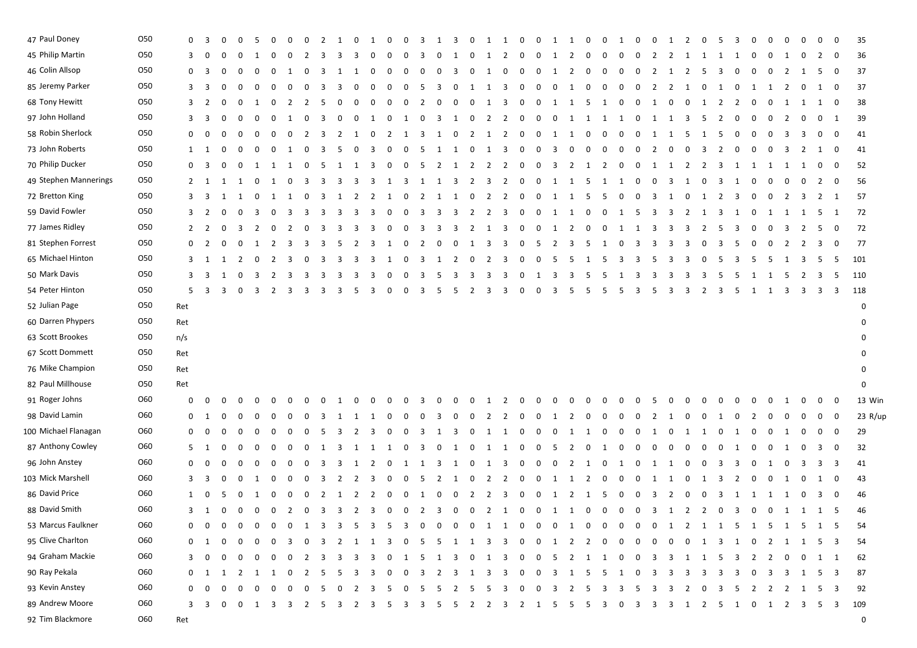| | | | | | | | | | | | | | | | | | | | | | | | | | | | | | | | | | | | | | | | | | | | | |
|---|---|---|---|---|---|---|---|---|---|---|---|---|---|---|---|---|---|---|---|---|---|---|---|---|---|---|---|---|---|---|---|---|---|---|---|---|---|---|---|---|---|---|---|---|
| 47 | Paul Doney | O50 | 0 | 3 | 0 | 0 | 5 | 0 | 0 | 0 | 2 | 1 | 0 | 1 | 0 | 0 | 3 | 1 | 3 | 0 | 1 | 1 | 0 | 0 | 1 | 1 | 0 | 0 | 1 | 0 | 0 | 1 | 2 | 0 | 5 | 3 | 0 | 0 | 0 | 0 | 0 | 0 | 35 | |
| 45 | Philip Martin | O50 | 3 | 0 | 0 | 0 | 1 | 0 | 0 | 2 | 3 | 3 | 3 | 0 | 0 | 0 | 3 | 0 | 1 | 0 | 1 | 2 | 0 | 0 | 1 | 2 | 0 | 0 | 0 | 0 | 2 | 2 | 1 | 1 | 1 | 1 | 0 | 0 | 1 | 0 | 2 | 0 | 36 | |
| 46 | Colin Allsop | O50 | 0 | 3 | 0 | 0 | 0 | 0 | 1 | 0 | 3 | 1 | 1 | 0 | 0 | 0 | 0 | 0 | 3 | 0 | 1 | 0 | 0 | 0 | 1 | 2 | 0 | 0 | 0 | 0 | 2 | 1 | 2 | 5 | 3 | 0 | 0 | 0 | 2 | 1 | 5 | 0 | 37 | |
| 85 | Jeremy Parker | O50 | 3 | 3 | 0 | 0 | 0 | 0 | 0 | 0 | 3 | 3 | 0 | 0 | 0 | 0 | 5 | 3 | 0 | 1 | 1 | 3 | 0 | 0 | 0 | 1 | 0 | 0 | 0 | 0 | 2 | 2 | 1 | 0 | 1 | 0 | 1 | 1 | 2 | 0 | 1 | 0 | 37 | |
| 68 | Tony Hewitt | O50 | 3 | 2 | 0 | 0 | 1 | 0 | 2 | 2 | 5 | 0 | 0 | 0 | 0 | 0 | 2 | 0 | 0 | 0 | 1 | 3 | 0 | 0 | 1 | 1 | 5 | 1 | 0 | 0 | 1 | 0 | 0 | 1 | 2 | 2 | 0 | 0 | 1 | 1 | 1 | 0 | 38 | |
| 97 | John Holland | O50 | 3 | 3 | 0 | 0 | 0 | 0 | 1 | 0 | 3 | 0 | 0 | 1 | 0 | 1 | 0 | 3 | 1 | 0 | 2 | 2 | 0 | 0 | 0 | 1 | 1 | 1 | 1 | 0 | 1 | 1 | 3 | 5 | 2 | 0 | 0 | 0 | 2 | 0 | 0 | 1 | 39 | |
| 58 | Robin Sherlock | O50 | 0 | 0 | 0 | 0 | 0 | 0 | 0 | 2 | 3 | 2 | 1 | 0 | 2 | 1 | 3 | 1 | 0 | 2 | 1 | 2 | 0 | 0 | 1 | 1 | 0 | 0 | 0 | 0 | 1 | 1 | 5 | 1 | 5 | 0 | 0 | 0 | 3 | 3 | 0 | 0 | 41 | |
| 73 | John Roberts | O50 | 1 | 1 | 0 | 0 | 0 | 0 | 1 | 0 | 3 | 5 | 0 | 3 | 0 | 0 | 5 | 1 | 1 | 0 | 1 | 3 | 0 | 0 | 3 | 0 | 0 | 0 | 0 | 0 | 2 | 0 | 0 | 3 | 2 | 0 | 0 | 0 | 3 | 2 | 1 | 0 | 41 | |
| 70 | Philip Ducker | O50 | 0 | 3 | 0 | 0 | 1 | 1 | 1 | 0 | 5 | 1 | 1 | 3 | 0 | 0 | 5 | 2 | 1 | 2 | 2 | 2 | 0 | 0 | 3 | 2 | 1 | 2 | 0 | 0 | 1 | 1 | 2 | 2 | 3 | 1 | 1 | 1 | 1 | 1 | 0 | 0 | 52 | |
| 49 | Stephen Mannerings | O50 | 2 | 1 | 1 | 1 | 0 | 1 | 0 | 3 | 3 | 3 | 3 | 3 | 1 | 3 | 1 | 1 | 3 | 2 | 3 | 2 | 0 | 0 | 1 | 1 | 5 | 1 | 1 | 0 | 0 | 3 | 1 | 0 | 3 | 1 | 0 | 0 | 0 | 0 | 2 | 0 | 56 | |
| 72 | Bretton King | O50 | 3 | 3 | 1 | 1 | 0 | 1 | 1 | 0 | 3 | 1 | 2 | 2 | 1 | 0 | 2 | 1 | 1 | 0 | 2 | 2 | 0 | 0 | 1 | 1 | 5 | 5 | 0 | 0 | 3 | 1 | 0 | 1 | 2 | 3 | 0 | 0 | 2 | 3 | 2 | 1 | 57 | |
| 59 | David Fowler | O50 | 3 | 2 | 0 | 3 | 0 | 3 | 3 | 3 | 3 | 3 | 3 | 3 | 0 | 0 | 3 | 3 | 3 | 2 | 2 | 3 | 0 | 0 | 1 | 1 | 0 | 0 | 1 | 5 | 3 | 3 | 2 | 1 | 3 | 1 | 0 | 1 | 1 | 1 | 5 | 1 | 72 | |
| 77 | James Ridley | O50 | 2 | 2 | 0 | 3 | 2 | 0 | 2 | 3 | 3 | 3 | 3 | 3 | 0 | 0 | 3 | 3 | 3 | 2 | 1 | 3 | 0 | 0 | 1 | 2 | 0 | 0 | 1 | 1 | 3 | 3 | 3 | 2 | 5 | 3 | 0 | 0 | 3 | 2 | 5 | 0 | 72 | |
| 81 | Stephen Forrest | O50 | 0 | 2 | 0 | 0 | 1 | 2 | 3 | 0 | 3 | 5 | 2 | 3 | 1 | 0 | 2 | 0 | 0 | 1 | 3 | 3 | 0 | 5 | 2 | 3 | 5 | 1 | 0 | 3 | 3 | 3 | 3 | 0 | 3 | 5 | 0 | 0 | 2 | 2 | 3 | 0 | 77 | |
| 65 | Michael Hinton | O50 | 3 | 1 | 1 | 2 | 0 | 2 | 3 | 0 | 3 | 3 | 3 | 3 | 1 | 0 | 3 | 1 | 2 | 0 | 2 | 3 | 0 | 0 | 5 | 5 | 1 | 5 | 3 | 3 | 5 | 3 | 3 | 0 | 5 | 3 | 5 | 5 | 1 | 3 | 5 | 5 | 101 | |
| 50 | Mark Davis | O50 | 3 | 3 | 1 | 0 | 3 | 2 | 3 | 3 | 3 | 3 | 3 | 3 | 0 | 0 | 3 | 5 | 3 | 3 | 3 | 3 | 0 | 1 | 3 | 3 | 5 | 5 | 1 | 3 | 3 | 3 | 3 | 3 | 5 | 5 | 1 | 1 | 5 | 2 | 3 | 5 | 110 | |
| 54 | Peter Hinton | O50 | 5 | 3 | 3 | 0 | 3 | 2 | 3 | 3 | 3 | 3 | 5 | 3 | 0 | 0 | 3 | 5 | 5 | 2 | 3 | 3 | 0 | 0 | 3 | 5 | 5 | 5 | 5 | 3 | 5 | 3 | 3 | 2 | 3 | 5 | 1 | 1 | 3 | 3 | 3 | 3 | 118 | |
| 52 | Julian Page | O50 | Ret | | | | | | | | | | | | | | | | | | | | | | | | | | | | | | | | | | | | | | | | 0 | |
| 60 | Darren Phypers | O50 | Ret | | | | | | | | | | | | | | | | | | | | | | | | | | | | | | | | | | | | | | | | 0 | |
| 63 | Scott Brookes | O50 | n/s | | | | | | | | | | | | | | | | | | | | | | | | | | | | | | | | | | | | | | | | 0 | |
| 67 | Scott Dommett | O50 | Ret | | | | | | | | | | | | | | | | | | | | | | | | | | | | | | | | | | | | | | | | 0 | |
| 76 | Mike Champion | O50 | Ret | | | | | | | | | | | | | | | | | | | | | | | | | | | | | | | | | | | | | | | | 0 | |
| 82 | Paul Millhouse | O50 | Ret | | | | | | | | | | | | | | | | | | | | | | | | | | | | | | | | | | | | | | | | 0 | |
| 91 | Roger Johns | O60 | 0 | 0 | 0 | 0 | 0 | 0 | 0 | 0 | 0 | 1 | 0 | 0 | 0 | 0 | 0 | 3 | 0 | 0 | 1 | 2 | 0 | 0 | 0 | 0 | 0 | 0 | 0 | 0 | 0 | 5 | 0 | 0 | 0 | 0 | 0 | 1 | 0 | 0 | 0 | 0 | 13 | Win |
| 98 | David Lamin | O60 | 0 | 1 | 0 | 0 | 0 | 0 | 0 | 0 | 3 | 1 | 1 | 1 | 0 | 0 | 0 | 3 | 0 | 0 | 2 | 2 | 0 | 0 | 1 | 2 | 0 | 0 | 0 | 0 | 2 | 1 | 0 | 0 | 1 | 0 | 2 | 0 | 0 | 0 | 0 | 0 | 23 | R/up |
| 100 | Michael Flanagan | O60 | 0 | 0 | 0 | 0 | 0 | 0 | 0 | 0 | 5 | 3 | 2 | 3 | 0 | 0 | 3 | 1 | 3 | 0 | 1 | 1 | 0 | 0 | 0 | 1 | 1 | 0 | 0 | 0 | 1 | 0 | 1 | 1 | 0 | 1 | 0 | 0 | 1 | 0 | 0 | 0 | 29 | |
| 87 | Anthony Cowley | O60 | 5 | 1 | 0 | 0 | 0 | 0 | 0 | 0 | 1 | 3 | 1 | 1 | 1 | 0 | 3 | 0 | 1 | 0 | 1 | 1 | 0 | 0 | 5 | 2 | 0 | 1 | 0 | 0 | 0 | 0 | 0 | 0 | 0 | 1 | 0 | 0 | 1 | 0 | 3 | 0 | 32 | |
| 96 | John Anstey | O60 | 0 | 0 | 0 | 0 | 0 | 0 | 0 | 0 | 3 | 3 | 1 | 2 | 0 | 1 | 1 | 3 | 1 | 0 | 1 | 3 | 0 | 0 | 0 | 2 | 1 | 0 | 1 | 0 | 1 | 1 | 0 | 0 | 3 | 3 | 0 | 1 | 0 | 3 | 3 | 3 | 41 | |
| 103 | Mick Marshell | O60 | 3 | 3 | 0 | 0 | 1 | 0 | 0 | 0 | 3 | 2 | 2 | 3 | 0 | 0 | 5 | 2 | 1 | 0 | 2 | 2 | 0 | 0 | 1 | 1 | 2 | 0 | 0 | 0 | 1 | 1 | 0 | 1 | 3 | 2 | 0 | 0 | 1 | 0 | 1 | 0 | 43 | |
| 86 | David Price | O60 | 1 | 0 | 5 | 0 | 1 | 0 | 0 | 0 | 2 | 1 | 2 | 2 | 0 | 0 | 1 | 0 | 0 | 2 | 2 | 3 | 0 | 0 | 1 | 2 | 1 | 5 | 0 | 0 | 3 | 2 | 0 | 0 | 3 | 1 | 1 | 1 | 1 | 0 | 3 | 0 | 46 | |
| 88 | David Smith | O60 | 3 | 1 | 0 | 0 | 0 | 0 | 2 | 0 | 3 | 3 | 2 | 3 | 0 | 0 | 2 | 3 | 0 | 0 | 2 | 1 | 0 | 0 | 1 | 1 | 0 | 0 | 0 | 0 | 3 | 1 | 2 | 2 | 0 | 3 | 0 | 0 | 1 | 1 | 1 | 5 | 46 | |
| 53 | Marcus Faulkner | O60 | 0 | 0 | 0 | 0 | 0 | 0 | 0 | 1 | 3 | 3 | 5 | 3 | 5 | 3 | 0 | 0 | 0 | 0 | 1 | 1 | 0 | 0 | 0 | 1 | 0 | 0 | 0 | 0 | 0 | 1 | 2 | 1 | 1 | 5 | 1 | 5 | 1 | 5 | 1 | 5 | 54 | |
| 95 | Clive Charlton | O60 | 0 | 1 | 0 | 0 | 0 | 0 | 3 | 0 | 3 | 2 | 1 | 1 | 3 | 0 | 5 | 5 | 1 | 1 | 3 | 3 | 0 | 0 | 1 | 2 | 2 | 0 | 0 | 0 | 0 | 0 | 0 | 1 | 3 | 1 | 0 | 2 | 1 | 1 | 5 | 3 | 54 | |
| 94 | Graham Mackie | O60 | 3 | 0 | 0 | 0 | 0 | 0 | 0 | 2 | 3 | 3 | 3 | 3 | 0 | 1 | 5 | 1 | 3 | 0 | 1 | 3 | 0 | 0 | 5 | 2 | 1 | 1 | 0 | 0 | 3 | 3 | 1 | 1 | 5 | 3 | 2 | 2 | 0 | 0 | 1 | 1 | 62 | |
| 90 | Ray Pekala | O60 | 0 | 1 | 1 | 2 | 1 | 1 | 0 | 2 | 5 | 5 | 3 | 3 | 0 | 0 | 3 | 2 | 3 | 1 | 3 | 3 | 0 | 0 | 3 | 1 | 5 | 5 | 1 | 0 | 3 | 3 | 3 | 3 | 3 | 3 | 0 | 3 | 3 | 1 | 5 | 3 | 87 | |
| 93 | Kevin Anstey | O60 | 0 | 0 | 0 | 0 | 0 | 0 | 0 | 0 | 5 | 0 | 2 | 3 | 5 | 0 | 5 | 5 | 2 | 5 | 5 | 3 | 0 | 0 | 3 | 2 | 5 | 3 | 3 | 5 | 3 | 3 | 2 | 0 | 3 | 5 | 2 | 2 | 2 | 1 | 5 | 3 | 92 | |
| 89 | Andrew Moore | O60 | 3 | 3 | 0 | 0 | 1 | 3 | 3 | 2 | 5 | 3 | 2 | 3 | 5 | 3 | 3 | 5 | 5 | 2 | 2 | 3 | 2 | 1 | 5 | 5 | 5 | 3 | 0 | 3 | 3 | 3 | 1 | 2 | 5 | 1 | 0 | 1 | 2 | 3 | 5 | 3 | 109 | |
| 92 | Tim Blackmore | O60 | Ret | | | | | | | | | | | | | | | | | | | | | | | | | | | | | | | | | | | | | | | | 0 | |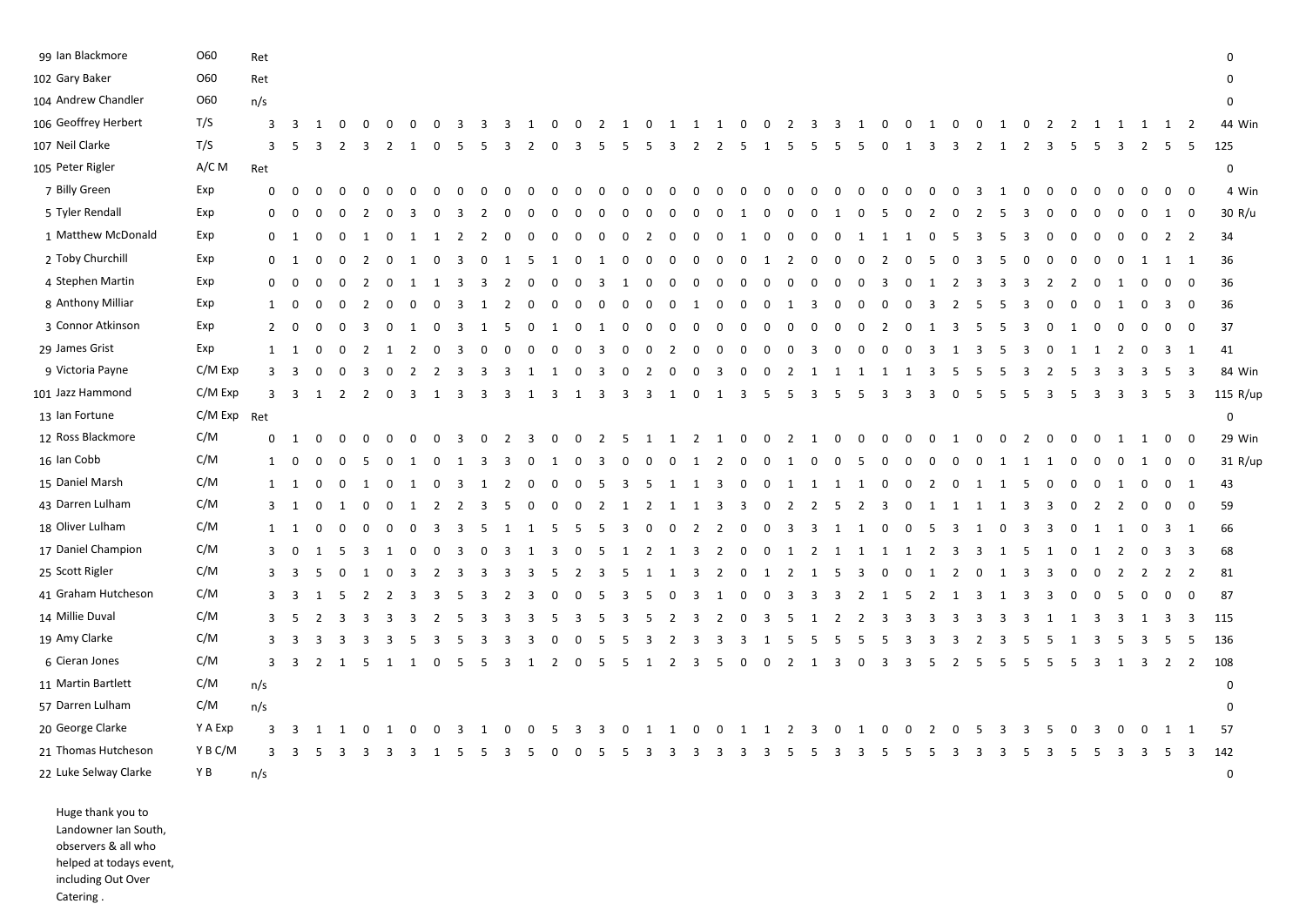| | | | | | | | | | | | | | | | | | | | | | | | | | | | | | | | | | | | | | | | | | | | | | |
|---|---|---|---|---|---|---|---|---|---|---|---|---|---|---|---|---|---|---|---|---|---|---|---|---|---|---|---|---|---|---|---|---|---|---|---|---|---|---|---|---|---|---|---|---|---|
| 99 | Ian Blackmore | O60 | Ret | | | | | | | | | | | | | | | | | | | | | | | | | | | | | | | | | | | | | | | | 0 | |
| 102 | Gary Baker | O60 | Ret | | | | | | | | | | | | | | | | | | | | | | | | | | | | | | | | | | | | | | | | 0 | |
| 104 | Andrew Chandler | O60 | n/s | | | | | | | | | | | | | | | | | | | | | | | | | | | | | | | | | | | | | | | | 0 | |
| 106 | Geoffrey Herbert | T/S | 3 | 3 | 1 | 0 | 0 | 0 | 0 | 0 | 3 | 3 | 3 | 1 | 0 | 0 | 2 | 1 | 0 | 1 | 1 | 1 | 0 | 0 | 2 | 3 | 3 | 1 | 0 | 0 | 1 | 0 | 0 | 1 | 0 | 2 | 2 | 1 | 1 | 1 | 1 | 2 | 44 | Win |
| 107 | Neil Clarke | T/S | 3 | 5 | 3 | 2 | 3 | 2 | 1 | 0 | 5 | 5 | 3 | 2 | 0 | 3 | 5 | 5 | 5 | 3 | 2 | 2 | 5 | 1 | 5 | 5 | 5 | 5 | 0 | 1 | 3 | 3 | 2 | 1 | 2 | 3 | 5 | 5 | 3 | 2 | 5 | 5 | 125 | |
| 105 | Peter Rigler | A/C M | Ret | | | | | | | | | | | | | | | | | | | | | | | | | | | | | | | | | | | | | | | | 0 | |
| 7 | Billy Green | Exp | 0 | 0 | 0 | 0 | 0 | 0 | 0 | 0 | 0 | 0 | 0 | 0 | 0 | 0 | 0 | 0 | 0 | 0 | 0 | 0 | 0 | 0 | 0 | 0 | 0 | 0 | 0 | 0 | 0 | 0 | 0 | 3 | 1 | 0 | 0 | 0 | 0 | 0 | 0 | 0 | 4 | Win |
| 5 | Tyler Rendall | Exp | 0 | 0 | 0 | 0 | 2 | 0 | 3 | 0 | 3 | 2 | 0 | 0 | 0 | 0 | 0 | 0 | 0 | 0 | 0 | 0 | 1 | 0 | 0 | 0 | 1 | 0 | 5 | 0 | 2 | 0 | 2 | 5 | 3 | 0 | 0 | 0 | 0 | 0 | 1 | 0 | 30 | R/u |
| 1 | Matthew McDonald | Exp | 0 | 1 | 0 | 0 | 1 | 0 | 1 | 1 | 2 | 2 | 0 | 0 | 0 | 0 | 0 | 0 | 2 | 0 | 0 | 0 | 1 | 0 | 0 | 0 | 0 | 1 | 1 | 1 | 0 | 5 | 3 | 5 | 3 | 0 | 0 | 0 | 0 | 0 | 2 | 2 | 34 | |
| 2 | Toby Churchill | Exp | 0 | 1 | 0 | 0 | 2 | 0 | 1 | 0 | 3 | 0 | 1 | 5 | 1 | 0 | 1 | 0 | 0 | 0 | 0 | 0 | 0 | 1 | 2 | 0 | 0 | 0 | 2 | 0 | 5 | 0 | 3 | 5 | 0 | 0 | 0 | 0 | 0 | 1 | 1 | 1 | 36 | |
| 4 | Stephen Martin | Exp | 0 | 0 | 0 | 0 | 2 | 0 | 1 | 1 | 3 | 3 | 2 | 0 | 0 | 0 | 3 | 1 | 0 | 0 | 0 | 0 | 0 | 0 | 0 | 0 | 0 | 0 | 3 | 0 | 1 | 2 | 3 | 3 | 3 | 2 | 2 | 0 | 1 | 0 | 0 | 0 | 36 | |
| 8 | Anthony Milliar | Exp | 1 | 0 | 0 | 0 | 2 | 0 | 0 | 0 | 3 | 1 | 2 | 0 | 0 | 0 | 0 | 0 | 0 | 0 | 1 | 0 | 0 | 0 | 1 | 3 | 0 | 0 | 0 | 0 | 3 | 2 | 5 | 5 | 3 | 0 | 0 | 0 | 1 | 0 | 3 | 0 | 36 | |
| 3 | Connor Atkinson | Exp | 2 | 0 | 0 | 0 | 3 | 0 | 1 | 0 | 3 | 1 | 5 | 0 | 1 | 0 | 1 | 0 | 0 | 0 | 0 | 0 | 0 | 0 | 0 | 0 | 0 | 0 | 2 | 0 | 1 | 3 | 5 | 5 | 3 | 0 | 1 | 0 | 0 | 0 | 0 | 0 | 37 | |
| 29 | James Grist | Exp | 1 | 1 | 0 | 0 | 2 | 1 | 2 | 0 | 3 | 0 | 0 | 0 | 0 | 0 | 3 | 0 | 0 | 2 | 0 | 0 | 0 | 0 | 0 | 3 | 0 | 0 | 0 | 0 | 3 | 1 | 3 | 5 | 3 | 0 | 1 | 1 | 2 | 0 | 3 | 1 | 41 | |
| 9 | Victoria Payne | C/M Exp | 3 | 3 | 0 | 0 | 3 | 0 | 2 | 2 | 3 | 3 | 3 | 1 | 1 | 0 | 3 | 0 | 2 | 0 | 0 | 3 | 0 | 0 | 2 | 1 | 1 | 1 | 1 | 1 | 3 | 5 | 5 | 5 | 3 | 2 | 5 | 3 | 3 | 3 | 5 | 3 | 84 | Win |
| 101 | Jazz Hammond | C/M Exp | 3 | 3 | 1 | 2 | 2 | 0 | 3 | 1 | 3 | 3 | 3 | 1 | 3 | 1 | 3 | 3 | 3 | 1 | 0 | 1 | 3 | 5 | 5 | 3 | 5 | 5 | 3 | 3 | 3 | 0 | 5 | 5 | 5 | 3 | 5 | 3 | 3 | 3 | 5 | 3 | 115 | R/up |
| 13 | Ian Fortune | C/M Exp | Ret | | | | | | | | | | | | | | | | | | | | | | | | | | | | | | | | | | | | | | | | 0 | |
| 12 | Ross Blackmore | C/M | 0 | 1 | 0 | 0 | 0 | 0 | 0 | 0 | 3 | 0 | 2 | 3 | 0 | 0 | 2 | 5 | 1 | 1 | 2 | 1 | 0 | 0 | 2 | 1 | 0 | 0 | 0 | 0 | 0 | 0 | 1 | 0 | 0 | 2 | 0 | 0 | 1 | 1 | 0 | 0 | 29 | Win |
| 16 | Ian Cobb | C/M | 1 | 0 | 0 | 0 | 5 | 0 | 1 | 0 | 1 | 3 | 3 | 0 | 1 | 0 | 3 | 0 | 0 | 0 | 1 | 2 | 0 | 0 | 1 | 0 | 0 | 5 | 0 | 0 | 0 | 0 | 0 | 1 | 1 | 1 | 0 | 0 | 0 | 1 | 0 | 0 | 31 | R/up |
| 15 | Daniel Marsh | C/M | 1 | 1 | 0 | 0 | 1 | 0 | 1 | 0 | 3 | 1 | 2 | 0 | 0 | 0 | 5 | 3 | 5 | 1 | 1 | 3 | 0 | 0 | 1 | 1 | 1 | 1 | 0 | 0 | 2 | 0 | 1 | 1 | 5 | 0 | 0 | 0 | 1 | 0 | 0 | 1 | 43 | |
| 43 | Darren Lulham | C/M | 3 | 1 | 0 | 1 | 0 | 0 | 1 | 2 | 2 | 3 | 5 | 0 | 0 | 0 | 2 | 1 | 2 | 1 | 1 | 3 | 3 | 0 | 2 | 2 | 5 | 2 | 3 | 0 | 1 | 1 | 1 | 1 | 3 | 3 | 0 | 2 | 2 | 0 | 0 | 0 | 59 | |
| 18 | Oliver Lulham | C/M | 1 | 1 | 0 | 0 | 0 | 0 | 0 | 3 | 3 | 5 | 1 | 1 | 5 | 5 | 5 | 3 | 0 | 0 | 2 | 2 | 0 | 0 | 3 | 3 | 1 | 1 | 0 | 0 | 5 | 3 | 1 | 0 | 3 | 3 | 0 | 1 | 1 | 0 | 3 | 1 | 66 | |
| 17 | Daniel Champion | C/M | 3 | 0 | 1 | 5 | 3 | 1 | 0 | 0 | 3 | 0 | 3 | 1 | 3 | 0 | 5 | 1 | 2 | 1 | 3 | 2 | 0 | 0 | 1 | 2 | 1 | 1 | 1 | 1 | 2 | 3 | 3 | 1 | 5 | 1 | 0 | 1 | 2 | 0 | 3 | 3 | 68 | |
| 25 | Scott Rigler | C/M | 3 | 3 | 5 | 0 | 1 | 0 | 3 | 2 | 3 | 3 | 3 | 3 | 5 | 2 | 3 | 5 | 1 | 1 | 3 | 2 | 0 | 1 | 2 | 1 | 5 | 3 | 0 | 0 | 1 | 2 | 0 | 1 | 3 | 3 | 0 | 0 | 2 | 2 | 2 | 2 | 81 | |
| 41 | Graham Hutcheson | C/M | 3 | 3 | 1 | 5 | 2 | 2 | 3 | 3 | 5 | 3 | 2 | 3 | 0 | 0 | 5 | 3 | 5 | 0 | 3 | 1 | 0 | 0 | 3 | 3 | 3 | 2 | 1 | 5 | 2 | 1 | 3 | 1 | 3 | 3 | 0 | 0 | 5 | 0 | 0 | 0 | 87 | |
| 14 | Millie Duval | C/M | 3 | 5 | 2 | 3 | 3 | 3 | 3 | 2 | 5 | 3 | 3 | 3 | 5 | 3 | 5 | 3 | 5 | 2 | 3 | 2 | 0 | 3 | 5 | 1 | 2 | 2 | 3 | 3 | 3 | 3 | 3 | 3 | 3 | 1 | 1 | 3 | 3 | 1 | 3 | 3 | 115 | |
| 19 | Amy Clarke | C/M | 3 | 3 | 3 | 3 | 3 | 3 | 5 | 3 | 5 | 3 | 3 | 3 | 0 | 0 | 5 | 5 | 3 | 2 | 3 | 3 | 3 | 1 | 5 | 5 | 5 | 5 | 5 | 3 | 3 | 3 | 2 | 3 | 5 | 5 | 1 | 3 | 5 | 3 | 5 | 5 | 136 | |
| 6 | Cieran Jones | C/M | 3 | 3 | 2 | 1 | 5 | 1 | 1 | 0 | 5 | 5 | 3 | 1 | 2 | 0 | 5 | 5 | 1 | 2 | 3 | 5 | 0 | 0 | 2 | 1 | 3 | 0 | 3 | 3 | 5 | 2 | 5 | 5 | 5 | 5 | 5 | 3 | 1 | 3 | 2 | 2 | 108 | |
| 11 | Martin Bartlett | C/M | n/s | | | | | | | | | | | | | | | | | | | | | | | | | | | | | | | | | | | | | | | | 0 | |
| 57 | Darren Lulham | C/M | n/s | | | | | | | | | | | | | | | | | | | | | | | | | | | | | | | | | | | | | | | | 0 | |
| 20 | George Clarke | Y A Exp | 3 | 3 | 1 | 1 | 0 | 1 | 0 | 0 | 3 | 1 | 0 | 0 | 5 | 3 | 3 | 0 | 1 | 1 | 0 | 0 | 1 | 1 | 2 | 3 | 0 | 1 | 0 | 0 | 2 | 0 | 5 | 3 | 3 | 5 | 0 | 3 | 0 | 0 | 1 | 1 | 57 | |
| 21 | Thomas Hutcheson | Y B C/M | 3 | 3 | 5 | 3 | 3 | 3 | 3 | 1 | 5 | 5 | 3 | 5 | 0 | 0 | 5 | 5 | 3 | 3 | 3 | 3 | 3 | 3 | 5 | 5 | 3 | 3 | 5 | 5 | 5 | 3 | 3 | 3 | 5 | 3 | 5 | 5 | 3 | 3 | 5 | 3 | 142 | |
| 22 | Luke Selway Clarke | Y B | n/s | | | | | | | | | | | | | | | | | | | | | | | | | | | | | | | | | | | | | | | | 0 | |

Huge thank you to Landowner Ian South, observers & all who helped at todays event, including Out Over Catering .